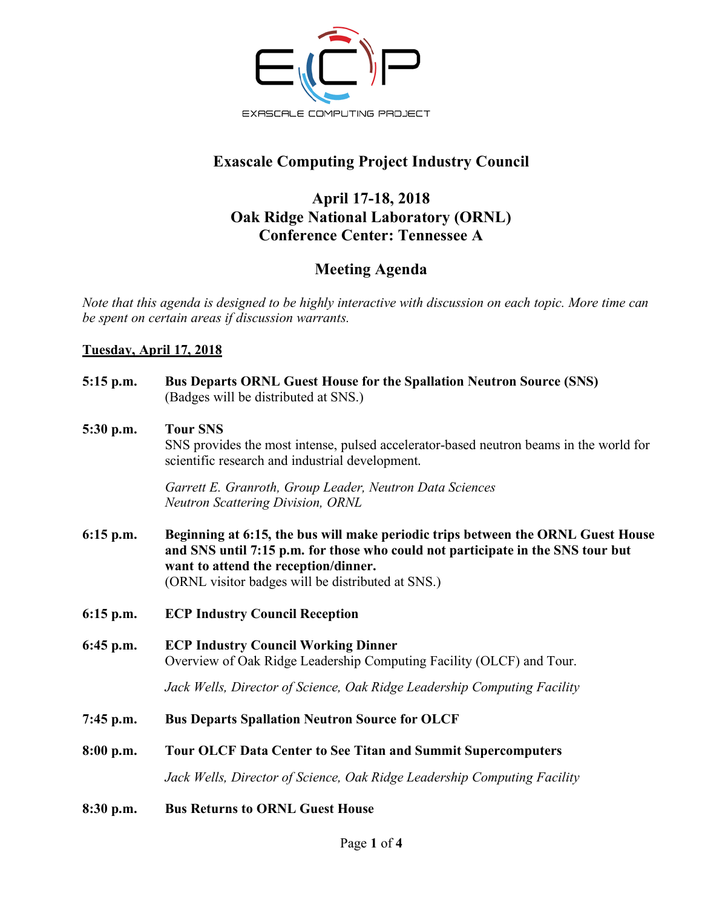# Exascale Computing Project Industry Council

## April 17-18, 2018
## Oak Ridge National Laboratory (ORNL)
## Conference Center: Tennessee A

## Meeting Agenda

*Note that this agenda is designed to be highly interactive with discussion on each topic. More time can be spent on certain areas if discussion warrants.*

**Tuesday, April 17, 2018**

**5:15 p.m.** **Bus Departs ORNL Guest House for the Spallation Neutron Source (SNS)**
(Badges will be distributed at SNS.)

**5:30 p.m.** **Tour SNS**
SNS provides the most intense, pulsed accelerator-based neutron beams in the world for scientific research and industrial development.

*Garrett E. Granroth, Group Leader, Neutron Data Sciences*
*Neutron Scattering Division, ORNL*

**6:15 p.m.** **Beginning at 6:15, the bus will make periodic trips between the ORNL Guest House and SNS until 7:15 p.m. for those who could not participate in the SNS tour but want to attend the reception/dinner.**
(ORNL visitor badges will be distributed at SNS.)

**6:15 p.m.** **ECP Industry Council Reception**

**6:45 p.m.** **ECP Industry Council Working Dinner**
Overview of Oak Ridge Leadership Computing Facility (OLCF) and Tour.

*Jack Wells, Director of Science, Oak Ridge Leadership Computing Facility*

**7:45 p.m.** **Bus Departs Spallation Neutron Source for OLCF**

**8:00 p.m.** **Tour OLCF Data Center to See Titan and Summit Supercomputers**

*Jack Wells, Director of Science, Oak Ridge Leadership Computing Facility*

**8:30 p.m.** **Bus Returns to ORNL Guest House**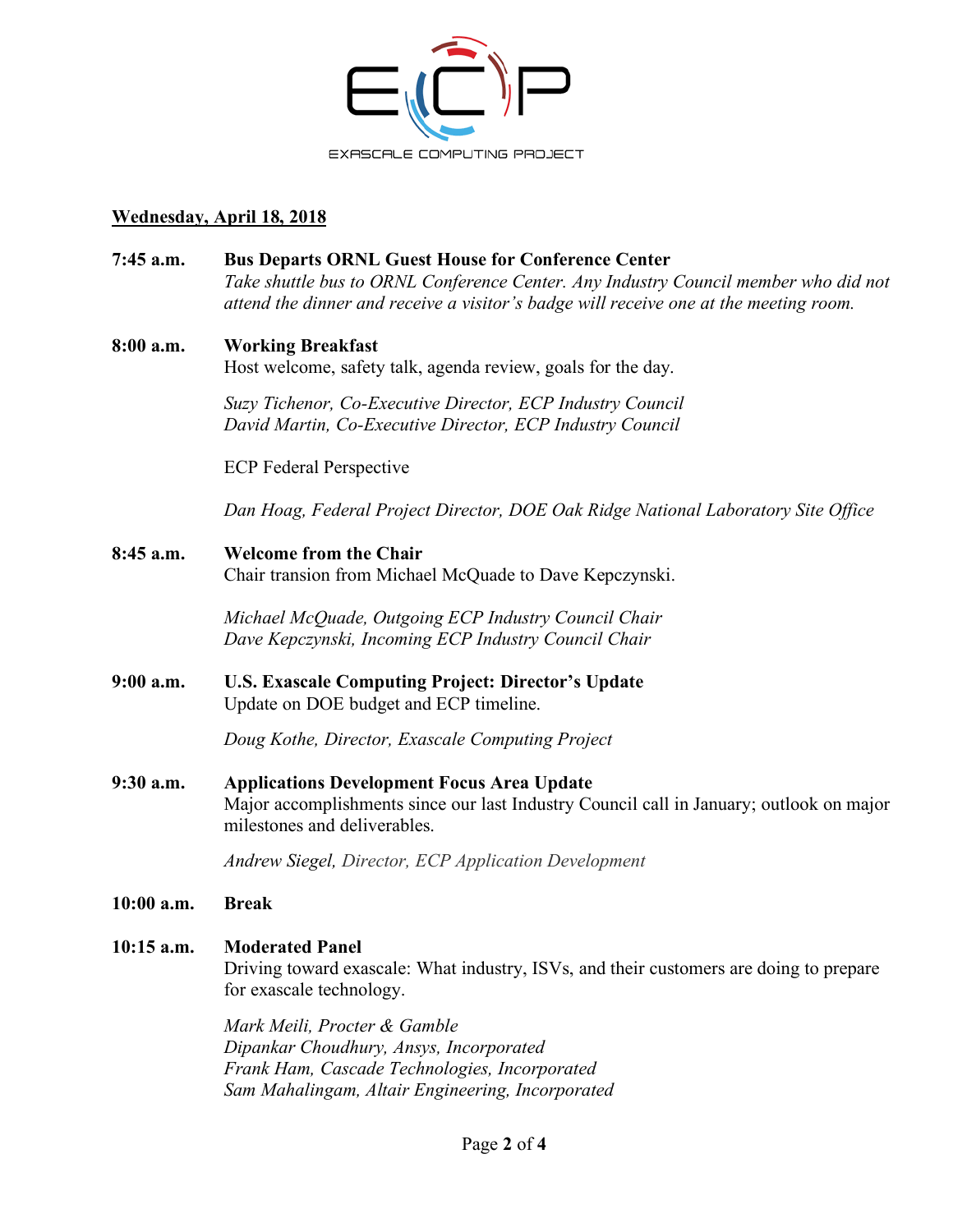**Wednesday, April 18, 2018**

**7:45 a.m.** **Bus Departs ORNL Guest House for Conference Center**
*Take shuttle bus to ORNL Conference Center. Any Industry Council member who did not attend the dinner and receive a visitor's badge will receive one at the meeting room.*

**8:00 a.m.** **Working Breakfast**
Host welcome, safety talk, agenda review, goals for the day.

*Suzy Tichenor, Co-Executive Director, ECP Industry Council*
*David Martin, Co-Executive Director, ECP Industry Council*

ECP Federal Perspective

*Dan Hoag, Federal Project Director, DOE Oak Ridge National Laboratory Site Office*

**8:45 a.m.** **Welcome from the Chair**
Chair transion from Michael McQuade to Dave Kepczynski.

*Michael McQuade, Outgoing ECP Industry Council Chair*
*Dave Kepczynski, Incoming ECP Industry Council Chair*

**9:00 a.m.** **U.S. Exascale Computing Project: Director's Update**
Update on DOE budget and ECP timeline.

*Doug Kothe, Director, Exascale Computing Project*

**9:30 a.m.** **Applications Development Focus Area Update**
Major accomplishments since our last Industry Council call in January; outlook on major milestones and deliverables.

*Andrew Siegel, Director, ECP Application Development*

**10:00 a.m.** **Break**

**10:15 a.m.** **Moderated Panel**
Driving toward exascale: What industry, ISVs, and their customers are doing to prepare for exascale technology.

*Mark Meili, Procter & Gamble*
*Dipankar Choudhury, Ansys, Incorporated*
*Frank Ham, Cascade Technologies, Incorporated*
*Sam Mahalingam, Altair Engineering, Incorporated*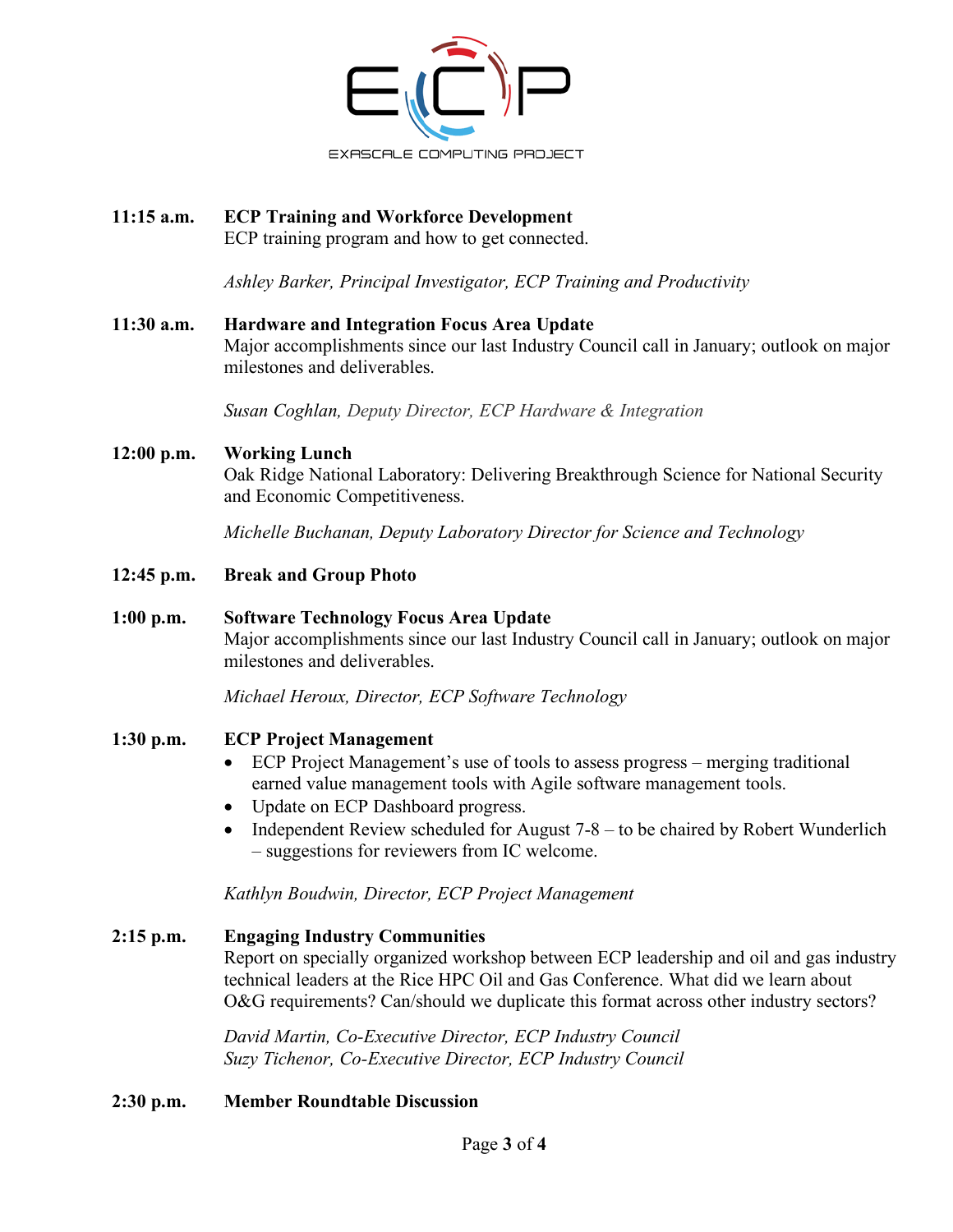**11:15 a.m.** **ECP Training and Workforce Development**
ECP training program and how to get connected.

*Ashley Barker, Principal Investigator, ECP Training and Productivity*

**11:30 a.m.** **Hardware and Integration Focus Area Update**
Major accomplishments since our last Industry Council call in January; outlook on major milestones and deliverables.

*Susan Coghlan, Deputy Director, ECP Hardware & Integration*

**12:00 p.m.** **Working Lunch**
Oak Ridge National Laboratory: Delivering Breakthrough Science for National Security and Economic Competitiveness.

*Michelle Buchanan, Deputy Laboratory Director for Science and Technology*

**12:45 p.m.** **Break and Group Photo**

**1:00 p.m.** **Software Technology Focus Area Update**
Major accomplishments since our last Industry Council call in January; outlook on major milestones and deliverables.

*Michael Heroux, Director, ECP Software Technology*

**1:30 p.m.** **ECP Project Management**

- ECP Project Management's use of tools to assess progress – merging traditional earned value management tools with Agile software management tools.
- Update on ECP Dashboard progress.
- Independent Review scheduled for August 7-8 – to be chaired by Robert Wunderlich – suggestions for reviewers from IC welcome.

*Kathlyn Boudwin, Director, ECP Project Management*

**2:15 p.m.** **Engaging Industry Communities**
Report on specially organized workshop between ECP leadership and oil and gas industry technical leaders at the Rice HPC Oil and Gas Conference. What did we learn about O&G requirements? Can/should we duplicate this format across other industry sectors?

*David Martin, Co-Executive Director, ECP Industry Council*
*Suzy Tichenor, Co-Executive Director, ECP Industry Council*

**2:30 p.m.** **Member Roundtable Discussion**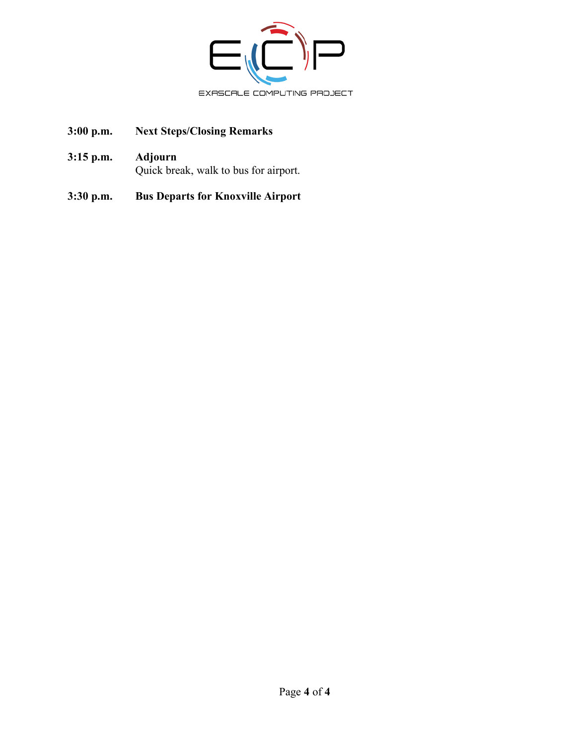**3:00 p.m.** **Next Steps/Closing Remarks**

**3:15 p.m.** **Adjourn**
Quick break, walk to bus for airport.

**3:30 p.m.** **Bus Departs for Knoxville Airport**